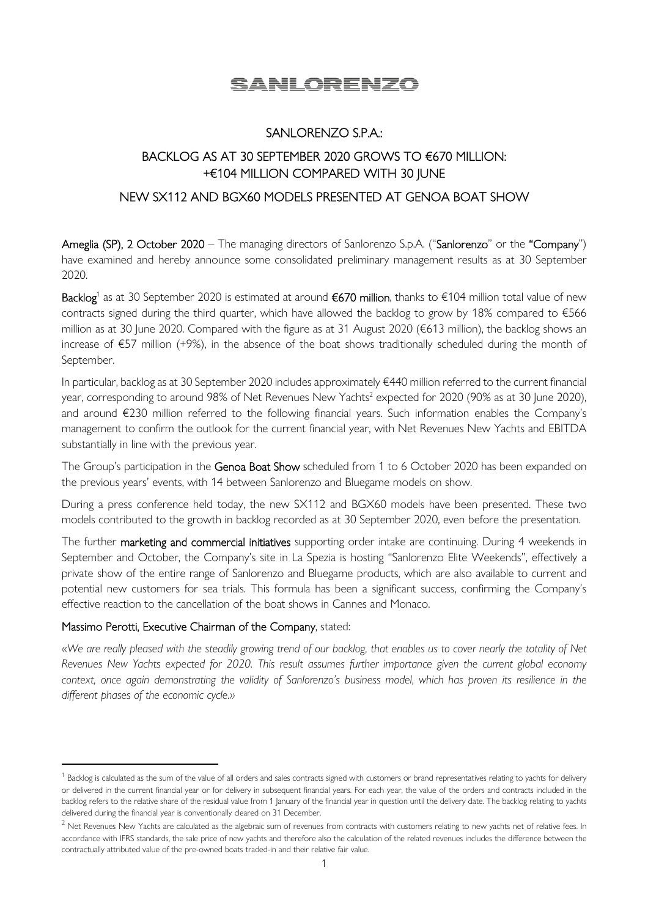# SANLORENZO

## SANLORENZO S.P.A.:

## BACKLOG AS AT 30 SEPTEMBER 2020 GROWS TO €670 MILLION: +€104 MILLION COMPARED WITH 30 JUNE

## NEW SX112 AND BGX60 MODELS PRESENTED AT GENOA BOAT SHOW

**Ameglia (SP), 2 October 2020** – The managing directors of Sanlorenzo S.p.A. ("**Sanlorenzo**" or the "**Company**") have examined and hereby announce some consolidated preliminary management results as at 30 September 2020.

**Backlog**[1] as at 30 September 2020 is estimated at around **€670 million**, thanks to €104 million total value of new contracts signed during the third quarter, which have allowed the backlog to grow by 18% compared to €566 million as at 30 June 2020. Compared with the figure as at 31 August 2020 (€613 million), the backlog shows an increase of €57 million (+9%), in the absence of the boat shows traditionally scheduled during the month of September.

In particular, backlog as at 30 September 2020 includes approximately €440 million referred to the current financial year, corresponding to around 98% of Net Revenues New Yachts[2] expected for 2020 (90% as at 30 June 2020), and around €230 million referred to the following financial years. Such information enables the Company's management to confirm the outlook for the current financial year, with Net Revenues New Yachts and EBITDA substantially in line with the previous year.

The Group's participation in the **Genoa Boat Show** scheduled from 1 to 6 October 2020 has been expanded on the previous years' events, with 14 between Sanlorenzo and Bluegame models on show.

During a press conference held today, the new SX112 and BGX60 models have been presented. These two models contributed to the growth in backlog recorded as at 30 September 2020, even before the presentation.

The further **marketing and commercial initiatives** supporting order intake are continuing. During 4 weekends in September and October, the Company's site in La Spezia is hosting "Sanlorenzo Elite Weekends", effectively a private show of the entire range of Sanlorenzo and Bluegame products, which are also available to current and potential new customers for sea trials. This formula has been a significant success, confirming the Company's effective reaction to the cancellation of the boat shows in Cannes and Monaco.

**Massimo Perotti, Executive Chairman of the Company**, stated:

*«We are really pleased with the steadily growing trend of our backlog, that enables us to cover nearly the totality of Net Revenues New Yachts expected for 2020. This result assumes further importance given the current global economy context, once again demonstrating the validity of Sanlorenzo's business model, which has proven its resilience in the different phases of the economic cycle.»*

---

[1] Backlog is calculated as the sum of the value of all orders and sales contracts signed with customers or brand representatives relating to yachts for delivery or delivered in the current financial year or for delivery in subsequent financial years. For each year, the value of the orders and contracts included in the backlog refers to the relative share of the residual value from 1 January of the financial year in question until the delivery date. The backlog relating to yachts delivered during the financial year is conventionally cleared on 31 December.

[2] Net Revenues New Yachts are calculated as the algebraic sum of revenues from contracts with customers relating to new yachts net of relative fees. In accordance with IFRS standards, the sale price of new yachts and therefore also the calculation of the related revenues includes the difference between the contractually attributed value of the pre-owned boats traded-in and their relative fair value.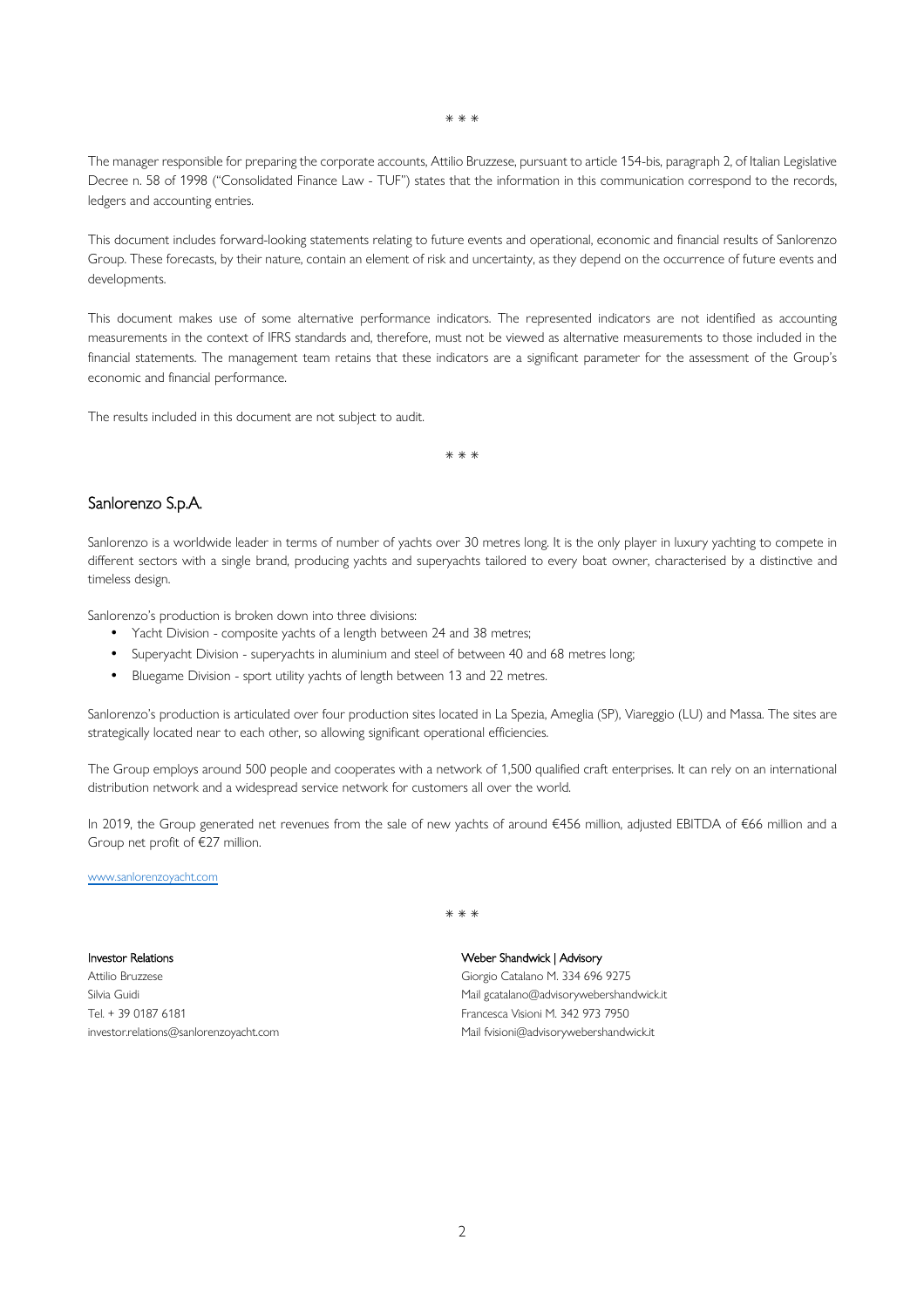\* \* \*

The manager responsible for preparing the corporate accounts, Attilio Bruzzese, pursuant to article 154-bis, paragraph 2, of Italian Legislative Decree n. 58 of 1998 ("Consolidated Finance Law - TUF") states that the information in this communication correspond to the records, ledgers and accounting entries.

This document includes forward-looking statements relating to future events and operational, economic and financial results of Sanlorenzo Group. These forecasts, by their nature, contain an element of risk and uncertainty, as they depend on the occurrence of future events and developments.

This document makes use of some alternative performance indicators. The represented indicators are not identified as accounting measurements in the context of IFRS standards and, therefore, must not be viewed as alternative measurements to those included in the financial statements. The management team retains that these indicators are a significant parameter for the assessment of the Group's economic and financial performance.

The results included in this document are not subject to audit.

\* \* \*

## Sanlorenzo S.p.A.

Sanlorenzo is a worldwide leader in terms of number of yachts over 30 metres long. It is the only player in luxury yachting to compete in different sectors with a single brand, producing yachts and superyachts tailored to every boat owner, characterised by a distinctive and timeless design.

Sanlorenzo's production is broken down into three divisions:

- Yacht Division - composite yachts of a length between 24 and 38 metres;
- Superyacht Division - superyachts in aluminium and steel of between 40 and 68 metres long;
- Bluegame Division - sport utility yachts of length between 13 and 22 metres.

Sanlorenzo's production is articulated over four production sites located in La Spezia, Ameglia (SP), Viareggio (LU) and Massa. The sites are strategically located near to each other, so allowing significant operational efficiencies.

The Group employs around 500 people and cooperates with a network of 1,500 qualified craft enterprises. It can rely on an international distribution network and a widespread service network for customers all over the world.

In 2019, the Group generated net revenues from the sale of new yachts of around €456 million, adjusted EBITDA of €66 million and a Group net profit of €27 million.

www.sanlorenzoyacht.com

\* \* \*

**Investor Relations**
Attilio Bruzzese
Silvia Guidi
Tel. + 39 0187 6181
investor.relations@sanlorenzoyacht.com

**Weber Shandwick | Advisory**
Giorgio Catalano M. 334 696 9275
Mail gcatalano@advisorywebershandwick.it
Francesca Visioni M. 342 973 7950
Mail fvisioni@advisorywebershandwick.it